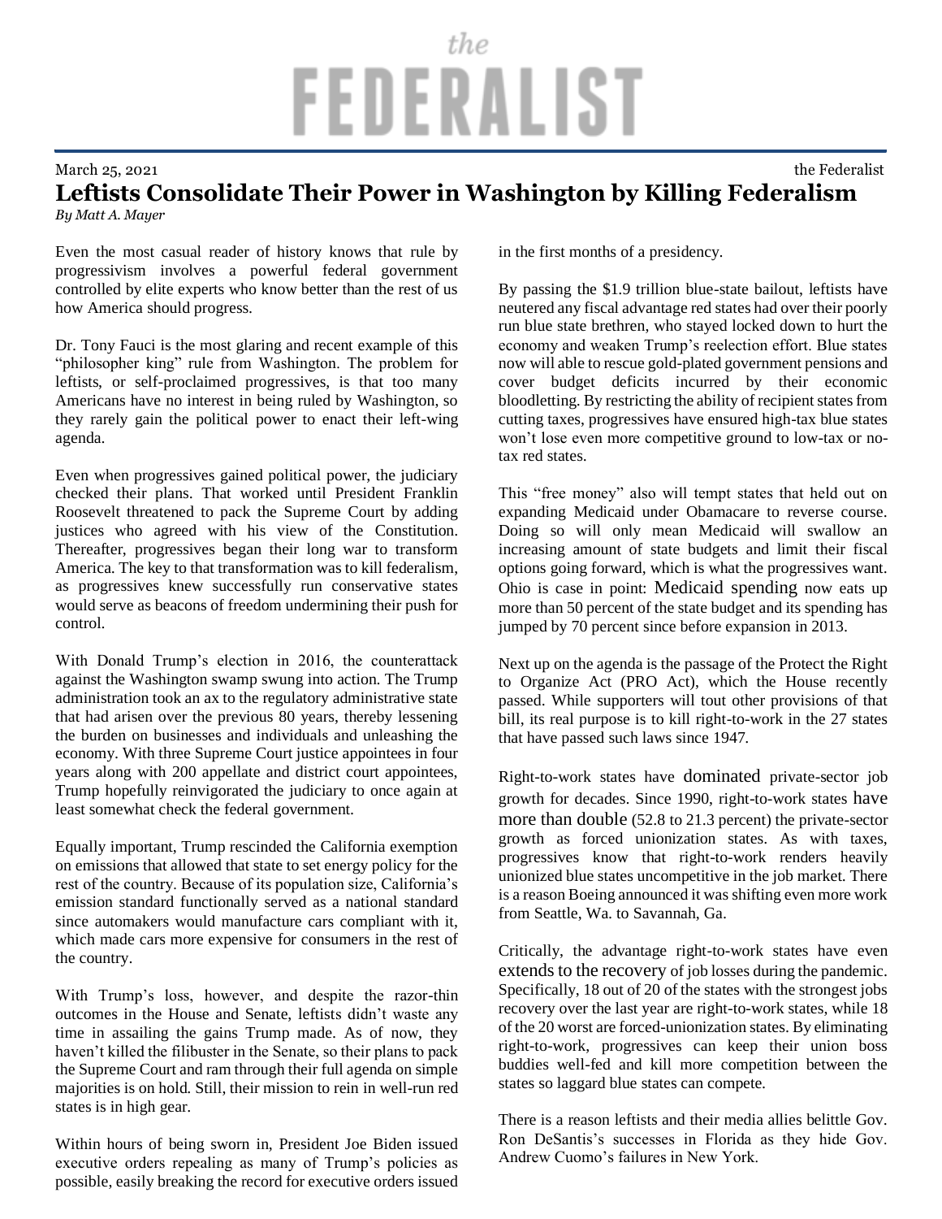# the FEDERALIST

March 25, 2021 the Federalist

## Leftists Consolidate Their Power in Washington by Killing Federalism

*By Matt A. Mayer*

Even the most casual reader of history knows that rule by progressivism involves a powerful federal government controlled by elite experts who know better than the rest of us how America should progress.

Dr. Tony Fauci is the most glaring and recent example of this "philosopher king" rule from Washington. The problem for leftists, or self-proclaimed progressives, is that too many Americans have no interest in being ruled by Washington, so they rarely gain the political power to enact their left-wing agenda.

Even when progressives gained political power, the judiciary checked their plans. That worked until President Franklin Roosevelt threatened to pack the Supreme Court by adding justices who agreed with his view of the Constitution. Thereafter, progressives began their long war to transform America. The key to that transformation was to kill federalism, as progressives knew successfully run conservative states would serve as beacons of freedom undermining their push for control.

With Donald Trump's election in 2016, the counterattack against the Washington swamp swung into action. The Trump administration took an ax to the regulatory administrative state that had arisen over the previous 80 years, thereby lessening the burden on businesses and individuals and unleashing the economy. With three Supreme Court justice appointees in four years along with 200 appellate and district court appointees, Trump hopefully reinvigorated the judiciary to once again at least somewhat check the federal government.

Equally important, Trump rescinded the California exemption on emissions that allowed that state to set energy policy for the rest of the country. Because of its population size, California's emission standard functionally served as a national standard since automakers would manufacture cars compliant with it, which made cars more expensive for consumers in the rest of the country.

With Trump's loss, however, and despite the razor-thin outcomes in the House and Senate, leftists didn't waste any time in assailing the gains Trump made. As of now, they haven't killed the filibuster in the Senate, so their plans to pack the Supreme Court and ram through their full agenda on simple majorities is on hold. Still, their mission to rein in well-run red states is in high gear.

Within hours of being sworn in, President Joe Biden issued executive orders repealing as many of Trump's policies as possible, easily breaking the record for executive orders issued in the first months of a presidency.

By passing the $1.9 trillion blue-state bailout, leftists have neutered any fiscal advantage red states had over their poorly run blue state brethren, who stayed locked down to hurt the economy and weaken Trump's reelection effort. Blue states now will able to rescue gold-plated government pensions and cover budget deficits incurred by their economic bloodletting. By restricting the ability of recipient states from cutting taxes, progressives have ensured high-tax blue states won't lose even more competitive ground to low-tax or no-tax red states.

This "free money" also will tempt states that held out on expanding Medicaid under Obamacare to reverse course. Doing so will only mean Medicaid will swallow an increasing amount of state budgets and limit their fiscal options going forward, which is what the progressives want. Ohio is case in point: Medicaid spending now eats up more than 50 percent of the state budget and its spending has jumped by 70 percent since before expansion in 2013.

Next up on the agenda is the passage of the Protect the Right to Organize Act (PRO Act), which the House recently passed. While supporters will tout other provisions of that bill, its real purpose is to kill right-to-work in the 27 states that have passed such laws since 1947.

Right-to-work states have dominated private-sector job growth for decades. Since 1990, right-to-work states have more than double (52.8 to 21.3 percent) the private-sector growth as forced unionization states. As with taxes, progressives know that right-to-work renders heavily unionized blue states uncompetitive in the job market. There is a reason Boeing announced it was shifting even more work from Seattle, Wa. to Savannah, Ga.

Critically, the advantage right-to-work states have even extends to the recovery of job losses during the pandemic. Specifically, 18 out of 20 of the states with the strongest jobs recovery over the last year are right-to-work states, while 18 of the 20 worst are forced-unionization states. By eliminating right-to-work, progressives can keep their union boss buddies well-fed and kill more competition between the states so laggard blue states can compete.

There is a reason leftists and their media allies belittle Gov. Ron DeSantis's successes in Florida as they hide Gov. Andrew Cuomo's failures in New York.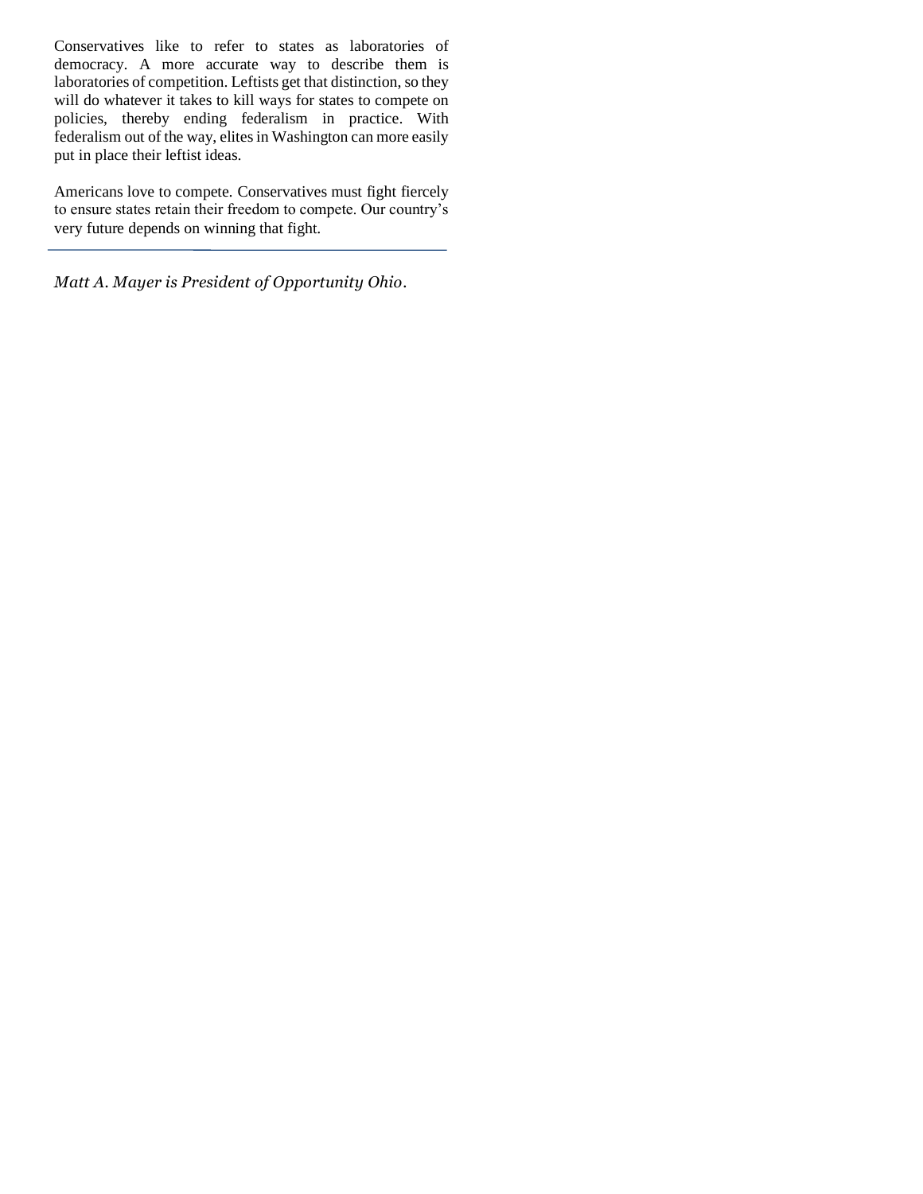Conservatives like to refer to states as laboratories of democracy. A more accurate way to describe them is laboratories of competition. Leftists get that distinction, so they will do whatever it takes to kill ways for states to compete on policies, thereby ending federalism in practice. With federalism out of the way, elites in Washington can more easily put in place their leftist ideas.

Americans love to compete. Conservatives must fight fiercely to ensure states retain their freedom to compete. Our country's very future depends on winning that fight.

---

*Matt A. Mayer is President of Opportunity Ohio.*